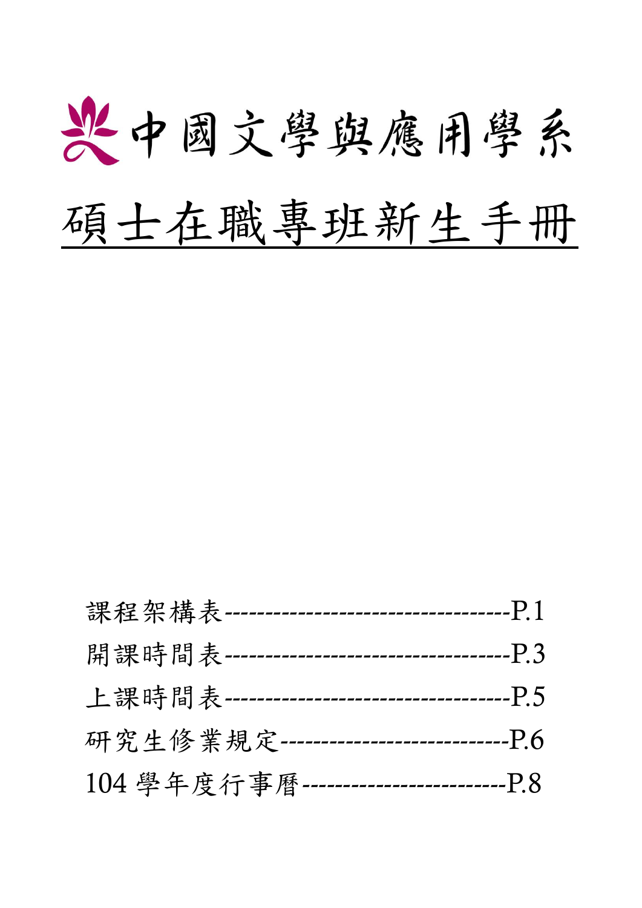# 中國文學與應用學系

# 硕士在職專班新生手冊

課程架構表-----------------------------------P.1

開課時間表-----------------------------------P.3

上課時間表-----------------------------------P.5

研究生修業規定----------------------------P.6

104 學年度行事曆-------------------------P.8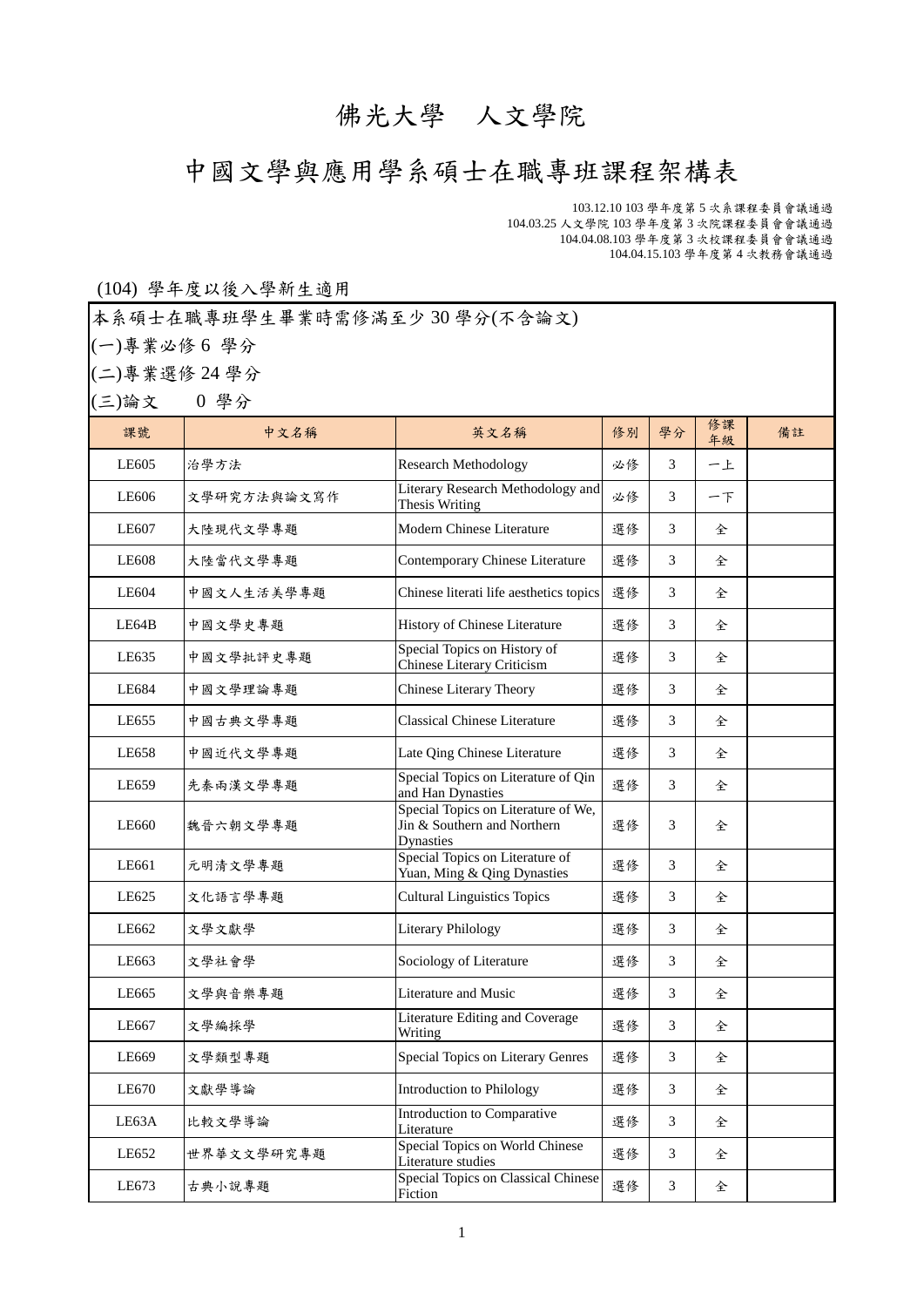# 佛光大學　人文學院

# 中國文學與應用學系碩士在職專班課程架構表

103.12.10 103 學年度第 5 次系課程委員會議通過
104.03.25 人文學院 103 學年度第 3 次院課程委員會會議通過
104.04.08.103 學年度第 3 次校課程委員會會議通過
104.04.15.103 學年度第 4 次教務會議通過

(104) 學年度以後入學新生適用

本系碩士在職專班學生畢業時需修滿至少 30 學分(不含論文)
(一)專業必修 6 學分
(二)專業選修 24 學分
(三)論文　 0 學分

| 課號 | 中文名稱 | 英文名稱 | 修別 | 學分 | 修課年級 | 備註 |
|---|---|---|---|---|---|---|
| LE605 | 治學方法 | Research Methodology | 必修 | 3 | 一上 | |
| LE606 | 文學研究方法與論文寫作 | Literary Research Methodology and Thesis Writing | 必修 | 3 | 一下 | |
| LE607 | 大陸現代文學專題 | Modern Chinese Literature | 選修 | 3 | 全 | |
| LE608 | 大陸當代文學專題 | Contemporary Chinese Literature | 選修 | 3 | 全 | |
| LE604 | 中國文人生活美學專題 | Chinese literati life aesthetics topics | 選修 | 3 | 全 | |
| LE64B | 中國文學史專題 | History of Chinese Literature | 選修 | 3 | 全 | |
| LE635 | 中國文學批評史專題 | Special Topics on History of Chinese Literary Criticism | 選修 | 3 | 全 | |
| LE684 | 中國文學理論專題 | Chinese Literary Theory | 選修 | 3 | 全 | |
| LE655 | 中國古典文學專題 | Classical Chinese Literature | 選修 | 3 | 全 | |
| LE658 | 中國近代文學專題 | Late Qing Chinese Literature | 選修 | 3 | 全 | |
| LE659 | 先秦兩漢文學專題 | Special Topics on Literature of Qin and Han Dynasties | 選修 | 3 | 全 | |
| LE660 | 魏晉六朝文學專題 | Special Topics on Literature of We, Jin & Southern and Northern Dynasties | 選修 | 3 | 全 | |
| LE661 | 元明清文學專題 | Special Topics on Literature of Yuan, Ming & Qing Dynasties | 選修 | 3 | 全 | |
| LE625 | 文化語言學專題 | Cultural Linguistics Topics | 選修 | 3 | 全 | |
| LE662 | 文學文獻學 | Literary Philology | 選修 | 3 | 全 | |
| LE663 | 文學社會學 | Sociology of Literature | 選修 | 3 | 全 | |
| LE665 | 文學與音樂專題 | Literature and Music | 選修 | 3 | 全 | |
| LE667 | 文學編採學 | Literature Editing and Coverage Writing | 選修 | 3 | 全 | |
| LE669 | 文學類型專題 | Special Topics on Literary Genres | 選修 | 3 | 全 | |
| LE670 | 文獻學導論 | Introduction to Philology | 選修 | 3 | 全 | |
| LE63A | 比較文學導論 | Introduction to Comparative Literature | 選修 | 3 | 全 | |
| LE652 | 世界華文文學研究專題 | Special Topics on World Chinese Literature studies | 選修 | 3 | 全 | |
| LE673 | 古典小說專題 | Special Topics on Classical Chinese Fiction | 選修 | 3 | 全 | |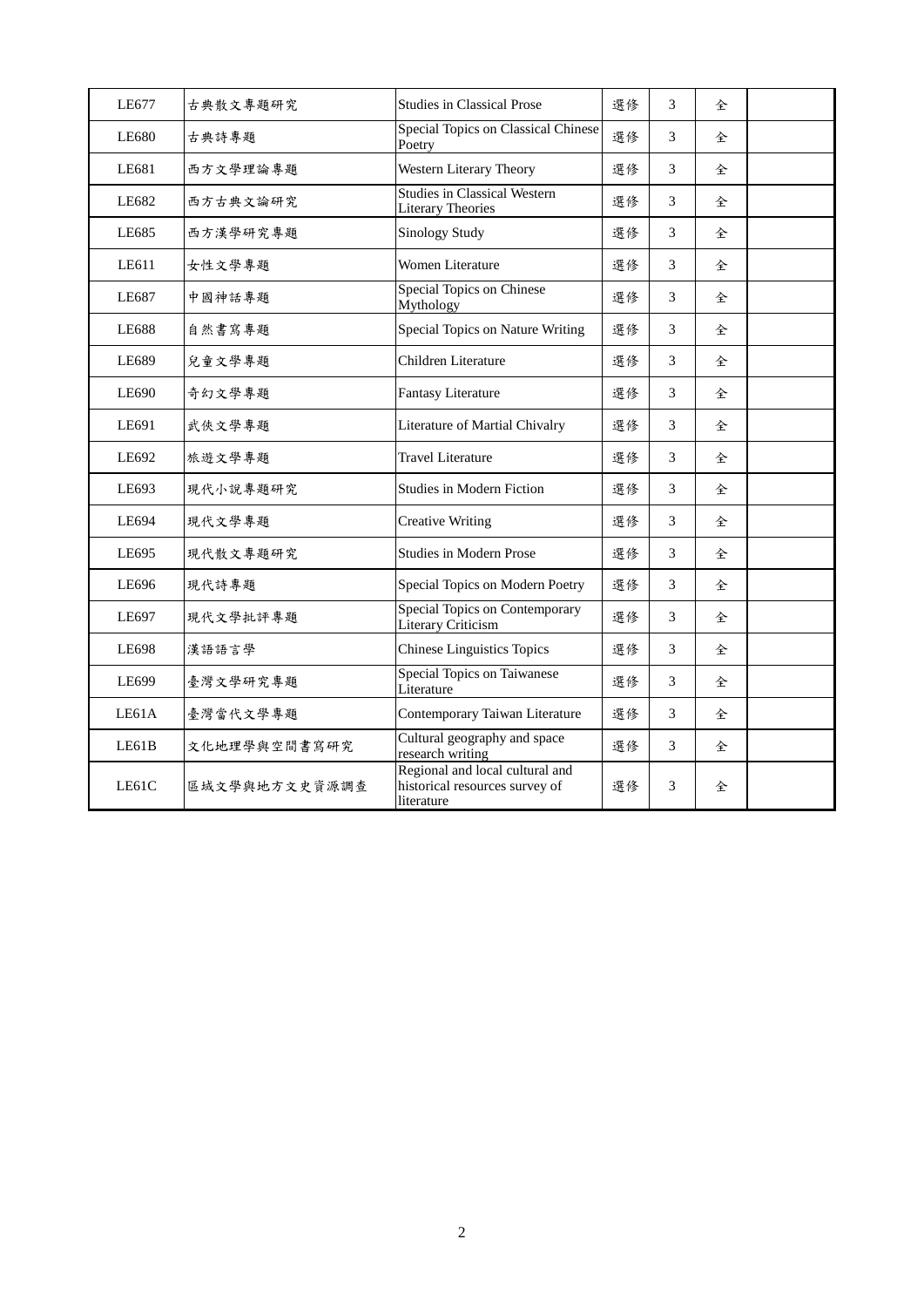| LE677 | 古典散文專題研究 | Studies in Classical Prose | 選修 | 3 | 全 | |
|---|---|---|---|---|---|---|
| LE680 | 古典詩專題 | Special Topics on Classical Chinese Poetry | 選修 | 3 | 全 | |
| LE681 | 西方文學理論專題 | Western Literary Theory | 選修 | 3 | 全 | |
| LE682 | 西方古典文論研究 | Studies in Classical Western Literary Theories | 選修 | 3 | 全 | |
| LE685 | 西方漢學研究專題 | Sinology Study | 選修 | 3 | 全 | |
| LE611 | 女性文學專題 | Women Literature | 選修 | 3 | 全 | |
| LE687 | 中國神話專題 | Special Topics on Chinese Mythology | 選修 | 3 | 全 | |
| LE688 | 自然書寫專題 | Special Topics on Nature Writing | 選修 | 3 | 全 | |
| LE689 | 兒童文學專題 | Children Literature | 選修 | 3 | 全 | |
| LE690 | 奇幻文學專題 | Fantasy Literature | 選修 | 3 | 全 | |
| LE691 | 武俠文學專題 | Literature of Martial Chivalry | 選修 | 3 | 全 | |
| LE692 | 旅遊文學專題 | Travel Literature | 選修 | 3 | 全 | |
| LE693 | 現代小說專題研究 | Studies in Modern Fiction | 選修 | 3 | 全 | |
| LE694 | 現代文學專題 | Creative Writing | 選修 | 3 | 全 | |
| LE695 | 現代散文專題研究 | Studies in Modern Prose | 選修 | 3 | 全 | |
| LE696 | 現代詩專題 | Special Topics on Modern Poetry | 選修 | 3 | 全 | |
| LE697 | 現代文學批評專題 | Special Topics on Contemporary Literary Criticism | 選修 | 3 | 全 | |
| LE698 | 漢語語言學 | Chinese Linguistics Topics | 選修 | 3 | 全 | |
| LE699 | 臺灣文學研究專題 | Special Topics on Taiwanese Literature | 選修 | 3 | 全 | |
| LE61A | 臺灣當代文學專題 | Contemporary Taiwan Literature | 選修 | 3 | 全 | |
| LE61B | 文化地理學與空間書寫研究 | Cultural geography and space research writing | 選修 | 3 | 全 | |
| LE61C | 區域文學與地方文史資源調查 | Regional and local cultural and historical resources survey of literature | 選修 | 3 | 全 | |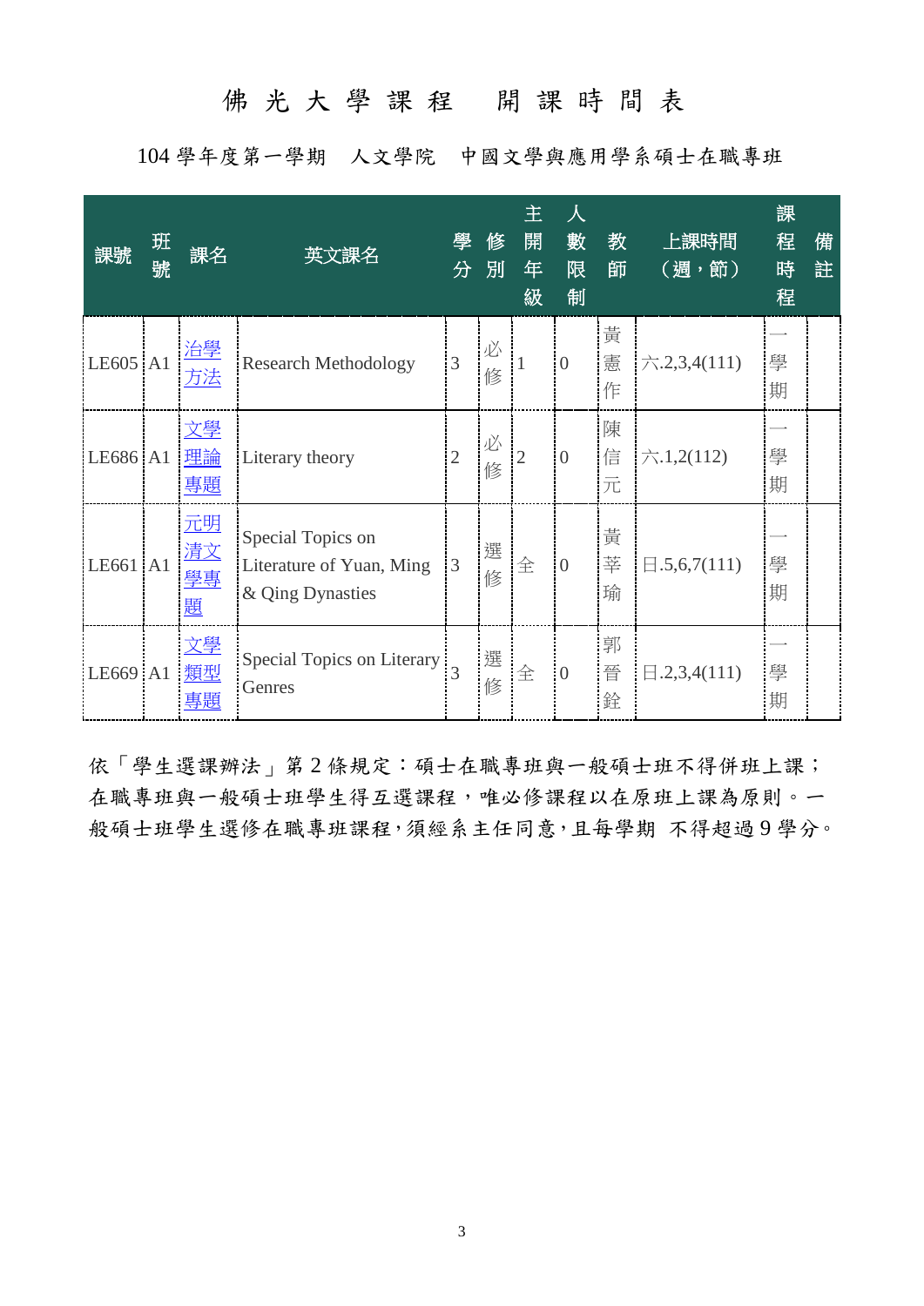# 佛 光 大 學 課 程　開 課 時 間 表

104 學年度第一學期　人文學院　中國文學與應用學系碩士在職專班

| 課號 | 班號 | 課名 | 英文課名 | 學分 | 修別 | 主開年級 | 人數限制 | 教師 | 上課時間（週，節） | 課程時程 | 備註 |
|---|---|---|---|---|---|---|---|---|---|---|---|
| LE605 | A1 | 治學方法 | Research Methodology | 3 | 必修 | 1 | 0 | 黃憲作 | 六.2,3,4(111) | 一學期 | |
| LE686 | A1 | 文學理論專題 | Literary theory | 2 | 必修 | 2 | 0 | 陳信元 | 六.1,2(112) | 一學期 | |
| LE661 | A1 | 元明清文學專題 | Special Topics on Literature of Yuan, Ming & Qing Dynasties | 3 | 選修 | 全 | 0 | 黃莘瑜 | 日.5,6,7(111) | 一學期 | |
| LE669 | A1 | 文學類型專題 | Special Topics on Literary Genres | 3 | 選修 | 全 | 0 | 郭晉銓 | 日.2,3,4(111) | 一學期 | |

依「學生選課辦法」第 2 條規定：碩士在職專班與一般碩士班不得併班上課；在職專班與一般碩士班學生得互選課程，唯必修課程以在原班上課為原則。一般碩士班學生選修在職專班課程，須經系主任同意，且每學期 不得超過 9 學分。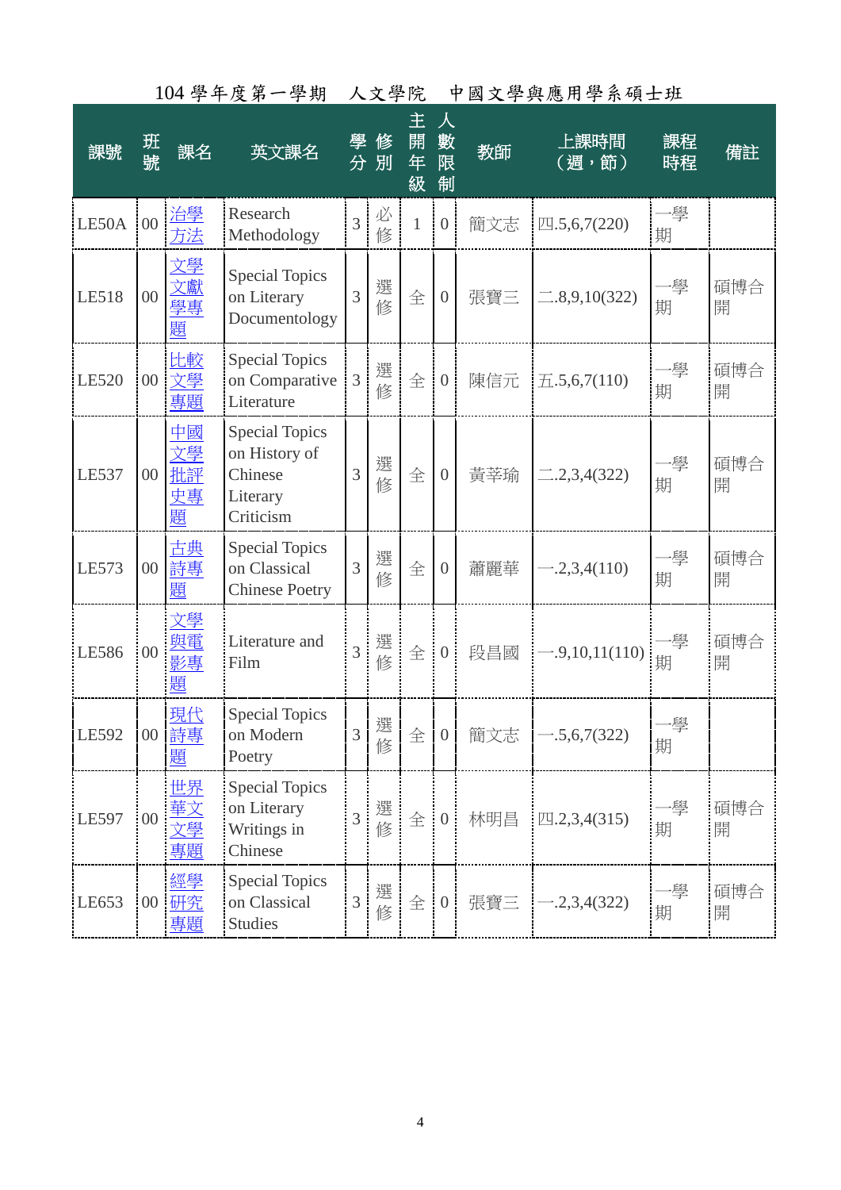# 104 學年度第一學期　人文學院　中國文學與應用學系碩士班

| 課號 | 班號 | 課名 | 英文課名 | 學分 | 修別 | 主開年級 | 人數限制 | 教師 | 上課時間（週，節） | 課程時程 | 備註 |
|---|---|---|---|---|---|---|---|---|---|---|---|
| LE50A | 00 | 治學方法 | Research Methodology | 3 | 必修 | 1 | 0 | 簡文志 | 四.5,6,7(220) | 一學期 | |
| LE518 | 00 | 文學文獻學專題 | Special Topics on Literary Documentology | 3 | 選修 | 全 | 0 | 張寶三 | 二.8,9,10(322) | 一學期 | 碩博合開 |
| LE520 | 00 | 比較文學專題 | Special Topics on Comparative Literature | 3 | 選修 | 全 | 0 | 陳信元 | 五.5,6,7(110) | 一學期 | 碩博合開 |
| LE537 | 00 | 中國文學批評史專題 | Special Topics on History of Chinese Literary Criticism | 3 | 選修 | 全 | 0 | 黃莘瑜 | 二.2,3,4(322) | 一學期 | 碩博合開 |
| LE573 | 00 | 古典詩專題 | Special Topics on Classical Chinese Poetry | 3 | 選修 | 全 | 0 | 蕭麗華 | 一.2,3,4(110) | 一學期 | 碩博合開 |
| LE586 | 00 | 文學與電影專題 | Literature and Film | 3 | 選修 | 全 | 0 | 段昌國 | 一.9,10,11(110) | 一學期 | 碩博合開 |
| LE592 | 00 | 現代詩專題 | Special Topics on Modern Poetry | 3 | 選修 | 全 | 0 | 簡文志 | 一.5,6,7(322) | 一學期 | |
| LE597 | 00 | 世界華文文學專題 | Special Topics on Literary Writings in Chinese | 3 | 選修 | 全 | 0 | 林明昌 | 四.2,3,4(315) | 一學期 | 碩博合開 |
| LE653 | 00 | 經學研究專題 | Special Topics on Classical Studies | 3 | 選修 | 全 | 0 | 張寶三 | 一.2,3,4(322) | 一學期 | 碩博合開 |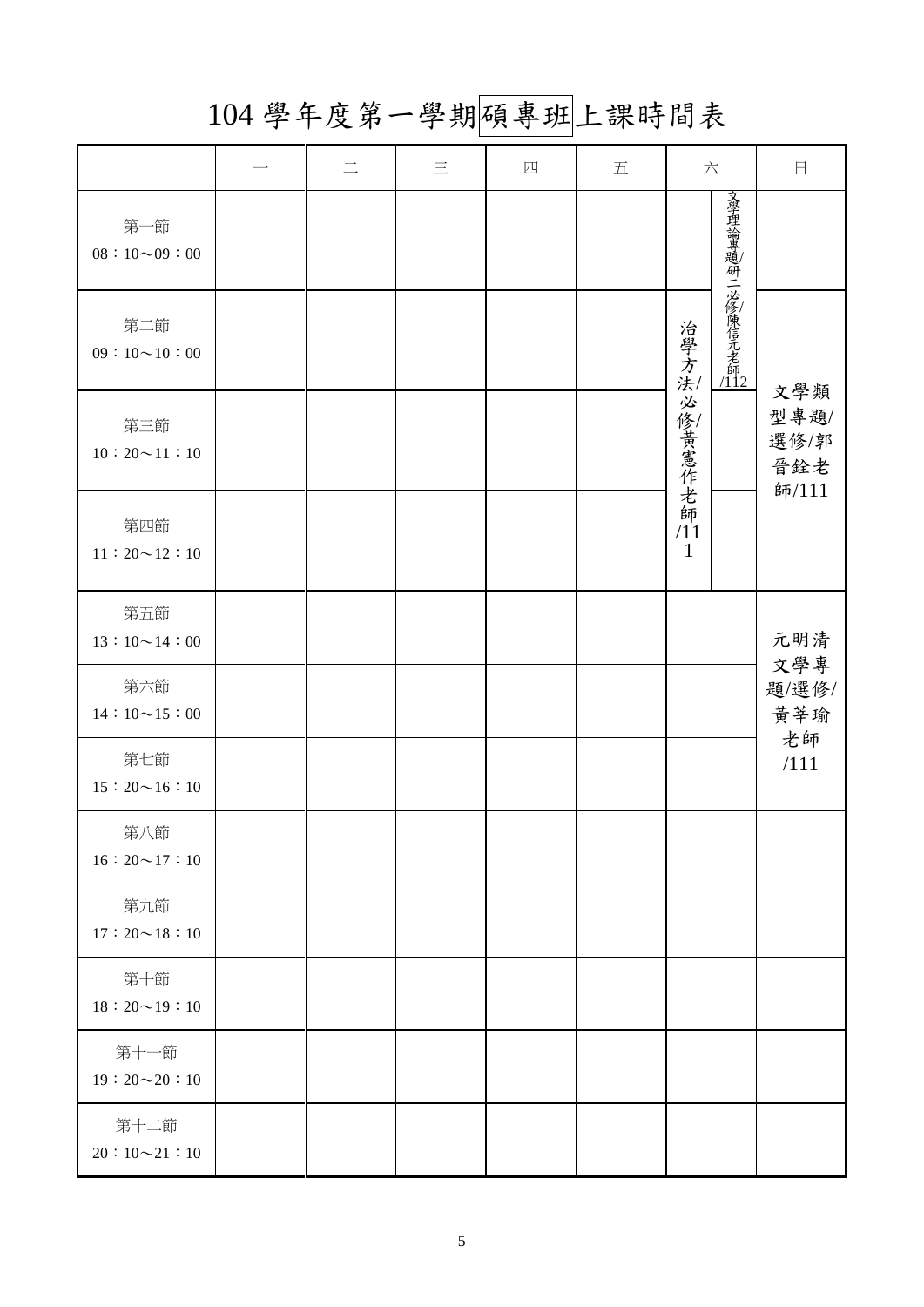# 104 學年度第一學期碩專班上課時間表

| | 一 | 二 | 三 | 四 | 五 | 六 | | 日 |
|---|---|---|---|---|---|---|---|---|
| 第一節<br>08：10～09：00 | | | | | | | 文學理論專題/研二必修/陳信元老師/112 | |
| 第二節<br>09：10～10：00 | | | | | | 治學方法/必修/黃憲作老師/111 | | 文學類型專題/選修/郭晉銓老師/111 |
| 第三節<br>10：20～11：10 | | | | | | | | |
| 第四節<br>11：20～12：10 | | | | | | | | |
| 第五節<br>13：10～14：00 | | | | | | | | 元明清文學專題/選修/黃莘瑜老師/111 |
| 第六節<br>14：10～15：00 | | | | | | | | |
| 第七節<br>15：20～16：10 | | | | | | | | |
| 第八節<br>16：20～17：10 | | | | | | | | |
| 第九節<br>17：20～18：10 | | | | | | | | |
| 第十節<br>18：20～19：10 | | | | | | | | |
| 第十一節<br>19：20～20：10 | | | | | | | | |
| 第十二節<br>20：10～21：10 | | | | | | | | |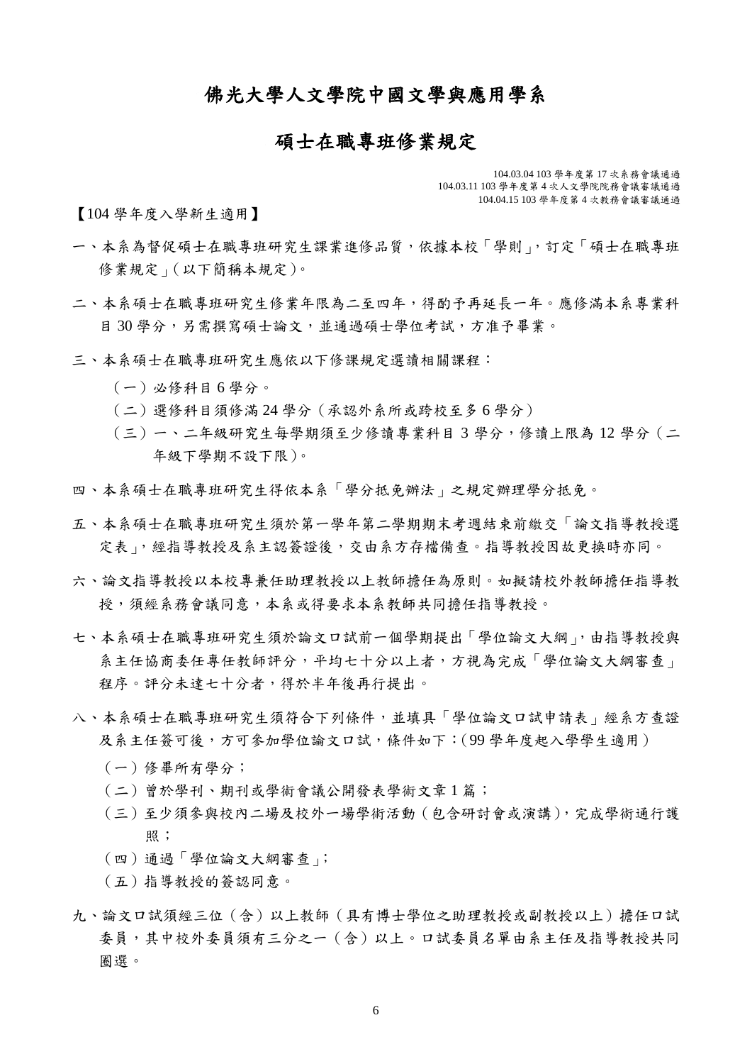# 佛光大學人文學院中國文學與應用學系

## 碩士在職專班修業規定

104.03.04 103 學年度第 17 次系務會議通過
104.03.11 103 學年度第 4 次人文學院院務會議審議通過
104.04.15 103 學年度第 4 次教務會議審議通過

【104 學年度入學新生適用】

一、本系為督促碩士在職專班研究生課業進修品質，依據本校「學則」，訂定「碩士在職專班修業規定」(以下簡稱本規定)。

二、本系碩士在職專班研究生修業年限為二至四年，得酌予再延長一年。應修滿本系專業科目 30 學分，另需撰寫碩士論文，並通過碩士學位考試，方准予畢業。

三、本系碩士在職專班研究生應依以下修課規定選讀相關課程：

（一）必修科目 6 學分。

（二）選修科目須修滿 24 學分（承認外系所或跨校至多 6 學分）

（三）一、二年級研究生每學期須至少修讀專業科目 3 學分，修讀上限為 12 學分（二年級下學期不設下限)。

四、本系碩士在職專班研究生得依本系「學分抵免辦法」之規定辦理學分抵免。

五、本系碩士在職專班研究生須於第一學年第二學期期末考週結束前繳交「論文指導教授選定表」，經指導教授及系主認簽證後，交由系方存檔備查。指導教授因故更換時亦同。

六、論文指導教授以本校專兼任助理教授以上教師擔任為原則。如擬請校外教師擔任指導教授，須經系務會議同意，本系或得要求本系教師共同擔任指導教授。

七、本系碩士在職專班研究生須於論文口試前一個學期提出「學位論文大綱」，由指導教授與系主任協商委任專任教師評分，平均七十分以上者，方視為完成「學位論文大綱審查」程序。評分未達七十分者，得於半年後再行提出。

八、本系碩士在職專班研究生須符合下列條件，並填具「學位論文口試申請表」經系方查證及系主任簽可後，方可參加學位論文口試，條件如下：(99 學年度起入學學生適用）

（一）修畢所有學分；

（二）曾於學刊、期刊或學術會議公開發表學術文章 1 篇；

（三）至少須參與校內二場及校外一場學術活動（包含研討會或演講)，完成學術通行護照；

（四）通過「學位論文大綱審查」;

（五）指導教授的簽認同意。

九、論文口試須經三位（含）以上教師（具有博士學位之助理教授或副教授以上）擔任口試委員，其中校外委員須有三分之一（含）以上。口試委員名單由系主任及指導教授共同圈選。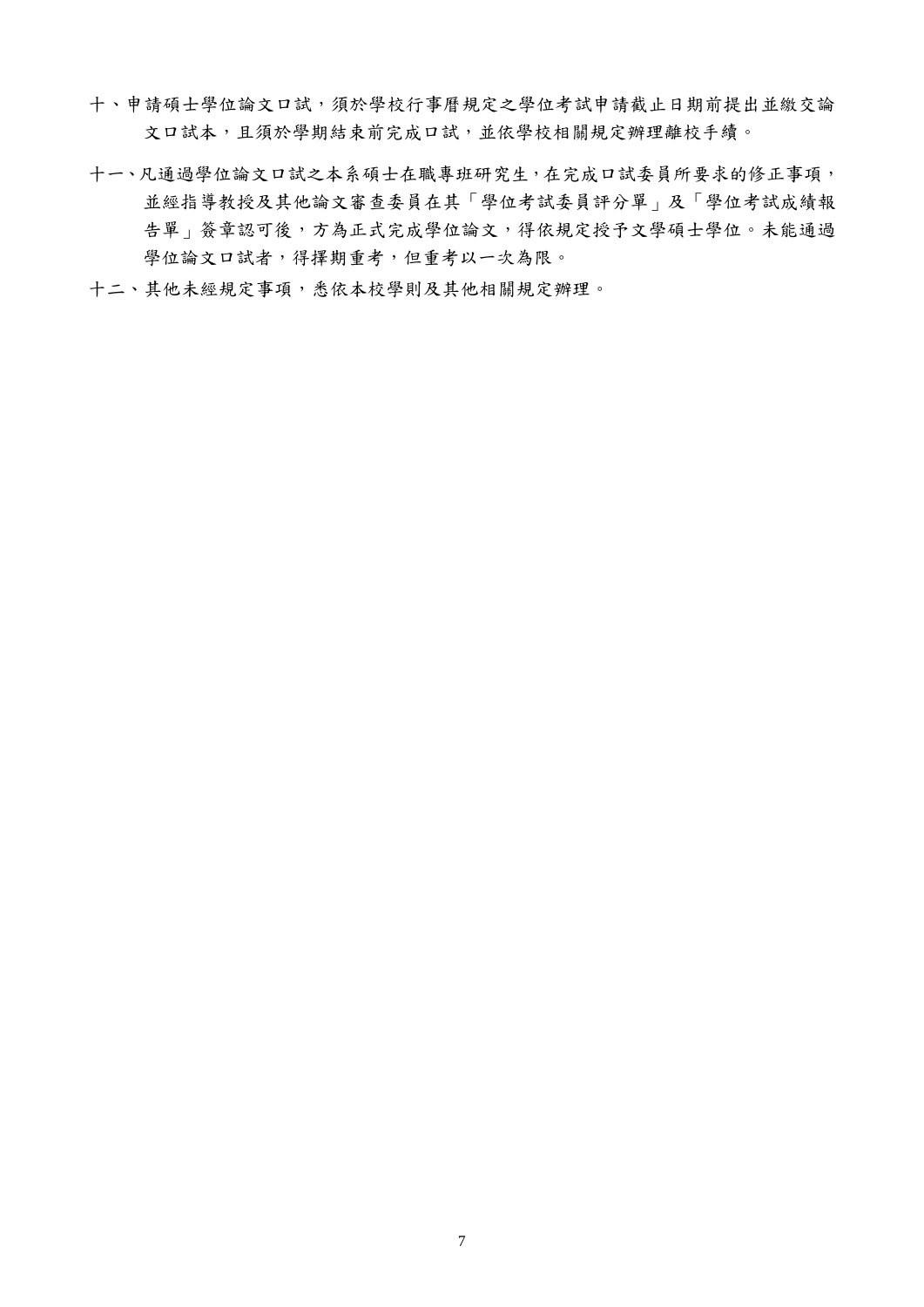十、申請碩士學位論文口試，須於學校行事曆規定之學位考試申請截止日期前提出並繳交論文口試本，且須於學期結束前完成口試，並依學校相關規定辦理離校手續。

十一、凡通過學位論文口試之本系碩士在職專班研究生，在完成口試委員所要求的修正事項，並經指導教授及其他論文審查委員在其「學位考試委員評分單」及「學位考試成績報告單」簽章認可後，方為正式完成學位論文，得依規定授予文學碩士學位。未能通過學位論文口試者，得擇期重考，但重考以一次為限。

十二、其他未經規定事項，悉依本校學則及其他相關規定辦理。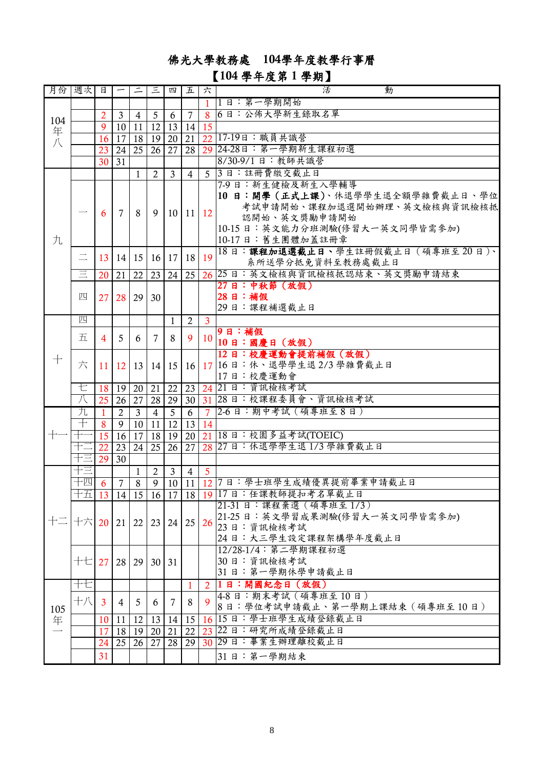# 佛光大學教務處　104學年度教學行事曆

## 【104 學年度第 1 學期】

| 月份 | 週次 | 日 | 一 | 二 | 三 | 四 | 五 | 六 | 活　　動 |
|---|---|---|---|---|---|---|---|---|---|
| 104年八 | | | | | | | | 1 | 1 日：第一學期開始 |
| | | 2 | 3 | 4 | 5 | 6 | 7 | 8 | 6 日：公佈大學新生錄取名單 |
| | | 9 | 10 | 11 | 12 | 13 | 14 | 15 | |
| | | 16 | 17 | 18 | 19 | 20 | 21 | 22 | 17-19日：職員共識營 |
| | | 23 | 24 | 25 | 26 | 27 | 28 | 29 | 24-28日：第一學期新生課程初選 |
| | | 30 | 31 | | | | | | 8/30-9/1 日：教師共識營 |
| 九 | | | | 1 | 2 | 3 | 4 | 5 | 3 日：註冊費繳交截止日 |
| | 一 | 6 | 7 | 8 | 9 | 10 | 11 | 12 | 7-9 日：新生健檢及新生入學輔導<br>**10 日：開學（正式上課）**、休退學學生退全額學雜費截止日、學位考試申請開始、課程加退選開始辦理、英文檢核與資訊檢核抵認開始、英文獎勵申請開始<br>10-15 日：英文能力分班測驗(修習大一英文同學皆需參加)<br>10-17 日：舊生團體加蓋註冊章 |
| | 二 | 13 | 14 | 15 | 16 | 17 | 18 | 19 | 18 日：**課程加退選截止日**、學生註冊假截止日（碩專班至 20 日）、系所送學分抵免資料至教務處截止日 |
| | 三 | 20 | 21 | 22 | 23 | 24 | 25 | 26 | 25 日：英文檢核與資訊檢核抵認結束、英文獎勵申請結束 |
| | 四 | 27 | 28 | 29 | 30 | | | | **27 日：中秋節（放假）**<br>**28 日：補假**<br>29 日：課程補選截止日 |
| 十 | 四 | | | | | 1 | 2 | 3 | |
| | 五 | 4 | 5 | 6 | 7 | 8 | 9 | 10 | **9 日：補假**<br>**10 日：國慶日（放假）** |
| | 六 | 11 | 12 | 13 | 14 | 15 | 16 | 17 | **12 日：校慶運動會提前補假（放假）**<br>16 日：休、退學學生退 2/3 學雜費截止日<br>17 日：校慶運動會 |
| | 七 | 18 | 19 | 20 | 21 | 22 | 23 | 24 | 21 日：資訊檢核考試 |
| | 八 | 25 | 26 | 27 | 28 | 29 | 30 | 31 | 28 日：校課程委員會、資訊檢核考試 |
| 十一 | 九 | 1 | 2 | 3 | 4 | 5 | 6 | 7 | 2-6 日：期中考試（碩專班至 8 日） |
| | 十 | 8 | 9 | 10 | 11 | 12 | 13 | 14 | |
| | 十一 | 15 | 16 | 17 | 18 | 19 | 20 | 21 | 18 日：校園多益考試(TOEIC) |
| | 十二 | 22 | 23 | 24 | 25 | 26 | 27 | 28 | 27 日：休退學學生退 1/3 學雜費截止日 |
| | 十三 | 29 | 30 | | | | | | |
| 十二 | 十三 | | | 1 | 2 | 3 | 4 | 5 | |
| | 十四 | 6 | 7 | 8 | 9 | 10 | 11 | 12 | 7 日：學士班學生成績優異提前畢業申請截止日 |
| | 十五 | 13 | 14 | 15 | 16 | 17 | 18 | 19 | 17 日：任課教師提扣考名單截止日 |
| | 十六 | 20 | 21 | 22 | 23 | 24 | 25 | 26 | 21-31 日：課程棄選（碩專班至 1/3）<br>21-25 日：英文學習成果測驗(修習大一英文同學皆需參加)<br>23 日：資訊檢核考試<br>24 日：大三學生設定課程架構學年度截止日 |
| | 十七 | 27 | 28 | 29 | 30 | 31 | | | 12/28-1/4：第二學期課程初選<br>30 日：資訊檢核考試<br>31 日：第一學期休學申請截止日 |
| 105年一 | 十七 | | | | | | 1 | 2 | **1 日：開國紀念日（放假）** |
| | 十八 | 3 | 4 | 5 | 6 | 7 | 8 | 9 | 4-8 日：期末考試（碩專班至 10 日）<br>8 日：學位考試申請截止、第一學期上課結束（碩專班至 10 日） |
| | | 10 | 11 | 12 | 13 | 14 | 15 | 16 | 15 日：學士班學生成績登錄截止日 |
| | | 17 | 18 | 19 | 20 | 21 | 22 | 23 | 22 日：研究所成績登錄截止日 |
| | | 24 | 25 | 26 | 27 | 28 | 29 | 30 | 29 日：畢業生辦理離校截止日 |
| | | 31 | | | | | | | 31 日：第一學期結束 |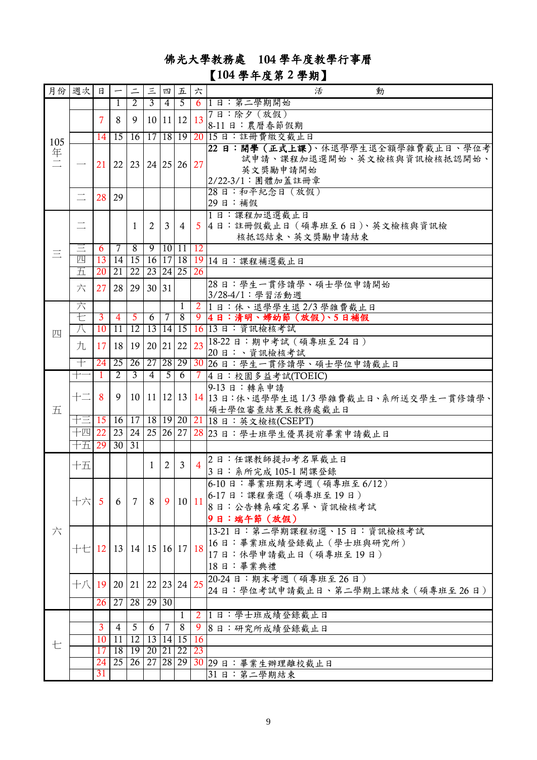# 佛光大學教務處　104 學年度教學行事曆

## 【104 學年度第 2 學期】

| 月份 | 週次 | 日 | 一 | 二 | 三 | 四 | 五 | 六 | 活　　　動 |
|---|---|---|---|---|---|---|---|---|---|
| 105年二 | | | 1 | 2 | 3 | 4 | 5 | 6 | 1 日：第二學期開始 |
| | | 7 | 8 | 9 | 10 | 11 | 12 | 13 | 7 日：除夕（放假）<br>8-11 日：農曆春節假期 |
| | | 14 | 15 | 16 | 17 | 18 | 19 | 20 | 15 日：註冊費繳交截止日 |
| | 一 | 21 | 22 | 23 | 24 | 25 | 26 | 27 | **22 日：開學（正式上課）**、休退學學生退全額學雜費截止日、學位考試申請、課程加退選開始、英文檢核與資訊檢核抵認開始、英文獎勵申請開始<br>2/22-3/1：團體加蓋註冊章 |
| | 二 | 28 | 29 | | | | | | 28 日：和平紀念日（放假）<br>29 日：補假 |
| 三 | 二 | | | 1 | 2 | 3 | 4 | 5 | 1 日：課程加退選截止日<br>4 日：註冊假截止日（碩專班至 6 日）、英文檢核與資訊檢核抵認結束、英文獎勵申請結束 |
| | 三 | 6 | 7 | 8 | 9 | 10 | 11 | 12 | |
| | 四 | 13 | 14 | 15 | 16 | 17 | 18 | 19 | 14 日：課程補選截止日 |
| | 五 | 20 | 21 | 22 | 23 | 24 | 25 | 26 | |
| | 六 | 27 | 28 | 29 | 30 | 31 | | | 28 日：學生一貫修讀學、碩士學位申請開始<br>3/28-4/1：學習活動週 |
| 四 | 六 | | | | | | 1 | 2 | 1 日：休、退學學生退 2/3 學雜費截止日 |
| | 七 | 3 | 4 | 5 | 6 | 7 | 8 | 9 | **4 日：清明、婦幼節（放假）、5 日補假** |
| | 八 | 10 | 11 | 12 | 13 | 14 | 15 | 16 | 13 日：資訊檢核考試 |
| | 九 | 17 | 18 | 19 | 20 | 21 | 22 | 23 | 18-22 日：期中考試（碩專班至 24 日）<br>20 日：、資訊檢核考試 |
| | 十 | 24 | 25 | 26 | 27 | 28 | 29 | 30 | 26 日：學生一貫修讀學、碩士學位申請截止日 |
| 五 | 十一 | 1 | 2 | 3 | 4 | 5 | 6 | 7 | 4 日：校園多益考試(TOEIC) |
| | 十二 | 8 | 9 | 10 | 11 | 12 | 13 | 14 | 9-13 日：轉系申請<br>13 日：休、退學學生退 1/3 學雜費截止日、系所送交學生一貫修讀學、碩士學位審查結果至教務處截止日 |
| | 十三 | 15 | 16 | 17 | 18 | 19 | 20 | 21 | 18 日：英文檢核(CSEPT) |
| | 十四 | 22 | 23 | 24 | 25 | 26 | 27 | 28 | 23 日：學士班學生優異提前畢業申請截止日 |
| | 十五 | 29 | 30 | 31 | | | | | |
| 六 | 十五 | | | | 1 | 2 | 3 | 4 | 2 日：任課教師提扣考名單截止日<br>3 日：系所完成 105-1 開課登錄 |
| | 十六 | 5 | 6 | 7 | 8 | 9 | 10 | 11 | 6-10 日：畢業班期末考週（碩專班至 6/12）<br>6-17 日：課程棄選（碩專班至 19 日）<br>8 日：公告轉系確定名單、資訊檢核考試<br>**9 日：端午節（放假）** |
| | 十七 | 12 | 13 | 14 | 15 | 16 | 17 | 18 | 13-21 日：第二學期課程初選、15 日：資訊檢核考試<br>16 日：畢業班成績登錄截止（學士班與研究所）<br>17 日：休學申請截止日（碩專班至 19 日）<br>18 日：畢業典禮 |
| | 十八 | 19 | 20 | 21 | 22 | 23 | 24 | 25 | 20-24 日：期末考週（碩專班至 26 日）<br>24 日：學位考試申請截止日、第二學期上課結束（碩專班至 26 日） |
| | | 26 | 27 | 28 | 29 | 30 | | | |
| 七 | | | | | | | 1 | 2 | 1 日：學士班成績登錄截止日 |
| | | 3 | 4 | 5 | 6 | 7 | 8 | 9 | 8 日：研究所成績登錄截止日 |
| | | 10 | 11 | 12 | 13 | 14 | 15 | 16 | |
| | | 17 | 18 | 19 | 20 | 21 | 22 | 23 | |
| | | 24 | 25 | 26 | 27 | 28 | 29 | 30 | 29 日：畢業生辦理離校截止日 |
| | | 31 | | | | | | | 31 日：第二學期結束 |